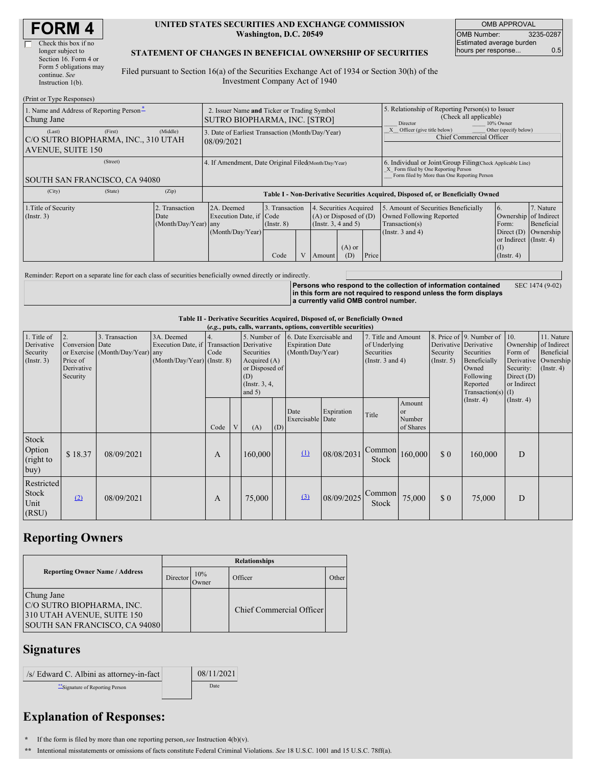# FORM 4

Check this box if no longer subject to Section 16. Form 4 or Form 5 obligations may continue. *See* Instruction 1(b).

**UNITED STATES SECURITIES AND EXCHANGE COMMISSION**
**Washington, D.C. 20549**

**STATEMENT OF CHANGES IN BENEFICIAL OWNERSHIP OF SECURITIES**

Filed pursuant to Section 16(a) of the Securities Exchange Act of 1934 or Section 30(h) of the Investment Company Act of 1940

| OMB APPROVAL | |
|---|---|
| OMB Number: | 3235-0287 |
| Estimated average burden hours per response... | 0.5 |

(Print or Type Responses)

| 1. Name and Address of Reporting Person* | 2. Issuer Name and Ticker or Trading Symbol | 5. Relationship of Reporting Person(s) to Issuer (Check all applicable) |
|---|---|---|
| Chung Jane | SUTRO BIOPHARMA, INC. [STRO] | ___ Director ___ 10% Owner |
| (Last) (First) (Middle) C/O SUTRO BIOPHARMA, INC., 310 UTAH AVENUE, SUITE 150 | 3. Date of Earliest Transaction (Month/Day/Year) 08/09/2021 | _X_ Officer (give title below) ___ Other (specify below) Chief Commercial Officer |
| (Street) SOUTH SAN FRANCISCO, CA 94080 | 4. If Amendment, Date Original Filed (Month/Day/Year) | 6. Individual or Joint/Group Filing (Check Applicable Line) _X_ Form filed by One Reporting Person ___ Form filed by More than One Reporting Person |
| (City) (State) (Zip) | | |

**Table I - Non-Derivative Securities Acquired, Disposed of, or Beneficially Owned**

| 1.Title of Security (Instr. 3) | 2. Transaction Date (Month/Day/Year) | 2A. Deemed Execution Date, if any (Month/Day/Year) | 3. Transaction Code (Instr. 8) | | 4. Securities Acquired (A) or Disposed of (D) (Instr. 3, 4 and 5) | | | 5. Amount of Securities Beneficially Owned Following Reported Transaction(s) (Instr. 3 and 4) | 6. Ownership Form: Direct (D) or Indirect (I) (Instr. 4) | 7. Nature of Indirect Beneficial Ownership (Instr. 4) |
|---|---|---|---|---|---|---|---|---|---|---|
| | | | Code | V | Amount | (A) or (D) | Price | | | |

Reminder: Report on a separate line for each class of securities beneficially owned directly or indirectly.

**Persons who respond to the collection of information contained in this form are not required to respond unless the form displays a currently valid OMB control number.** SEC 1474 (9-02)

**Table II - Derivative Securities Acquired, Disposed of, or Beneficially Owned**
***(e.g., puts, calls, warrants, options, convertible securities)***

| 1. Title of Derivative Security (Instr. 3) | 2. Conversion or Exercise Price of Derivative Security | 3. Transaction Date (Month/Day/Year) | 3A. Deemed Execution Date, if any (Month/Day/Year) | 4. Transaction Code (Instr. 8) | | 5. Number of Derivative Securities Acquired (A) or Disposed of (D) (Instr. 3, 4, and 5) | | 6. Date Exercisable and Expiration Date (Month/Day/Year) | | 7. Title and Amount of Underlying Securities (Instr. 3 and 4) | | 8. Price of Derivative Security (Instr. 5) | 9. Number of Derivative Securities Beneficially Owned Following Reported Transaction(s) (Instr. 4) | 10. Ownership Form of Derivative Security: Direct (D) or Indirect (I) (Instr. 4) | 11. Nature of Indirect Beneficial Ownership (Instr. 4) |
|---|---|---|---|---|---|---|---|---|---|---|---|---|---|---|---|
| | | | | Code | V | (A) | (D) | Date Exercisable | Expiration Date | Title | Amount or Number of Shares | | | | |
| Stock Option (right to buy) | $ 18.37 | 08/09/2021 | | A | | 160,000 | | (1) | 08/08/2031 | Common Stock | 160,000 | $ 0 | 160,000 | D | |
| Restricted Stock Unit (RSU) | (2) | 08/09/2021 | | A | | 75,000 | | (3) | 08/09/2025 | Common Stock | 75,000 | $ 0 | 75,000 | D | |

## Reporting Owners

| Reporting Owner Name / Address | Relationships | | | |
|---|---|---|---|---|
| | Director | 10% Owner | Officer | Other |
| Chung Jane C/O SUTRO BIOPHARMA, INC. 310 UTAH AVENUE, SUITE 150 SOUTH SAN FRANCISCO, CA 94080 | | | Chief Commercial Officer | |

## Signatures

| /s/ Edward C. Albini as attorney-in-fact | 08/11/2021 |
|---|---|
| **Signature of Reporting Person | Date |

## Explanation of Responses:

\* If the form is filed by more than one reporting person, *see* Instruction 4(b)(v).

\*\* Intentional misstatements or omissions of facts constitute Federal Criminal Violations. *See* 18 U.S.C. 1001 and 15 U.S.C. 78ff(a).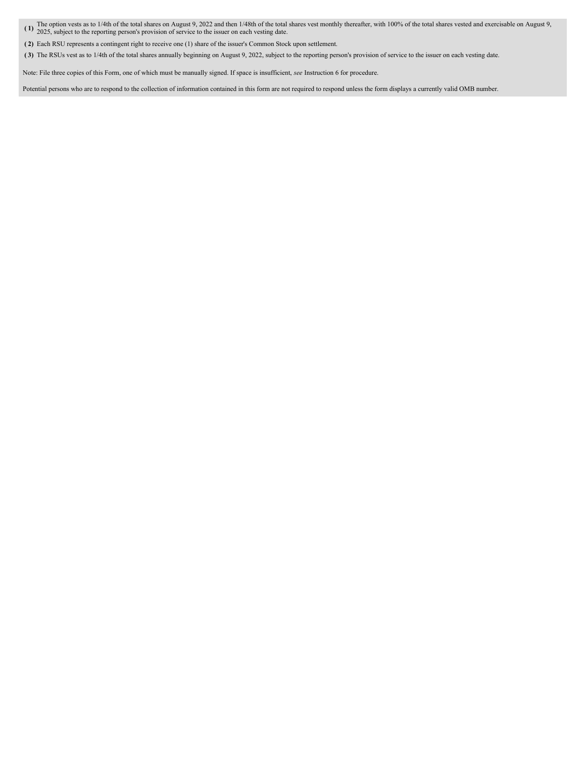**(1)** The option vests as to 1/4th of the total shares on August 9, 2022 and then 1/48th of the total shares vest monthly thereafter, with 100% of the total shares vested and exercisable on August 9, 2025, subject to the reporting person's provision of service to the issuer on each vesting date.

**(2)** Each RSU represents a contingent right to receive one (1) share of the issuer's Common Stock upon settlement.

**(3)** The RSUs vest as to 1/4th of the total shares annually beginning on August 9, 2022, subject to the reporting person's provision of service to the issuer on each vesting date.

Note: File three copies of this Form, one of which must be manually signed. If space is insufficient, *see* Instruction 6 for procedure.

Potential persons who are to respond to the collection of information contained in this form are not required to respond unless the form displays a currently valid OMB number.